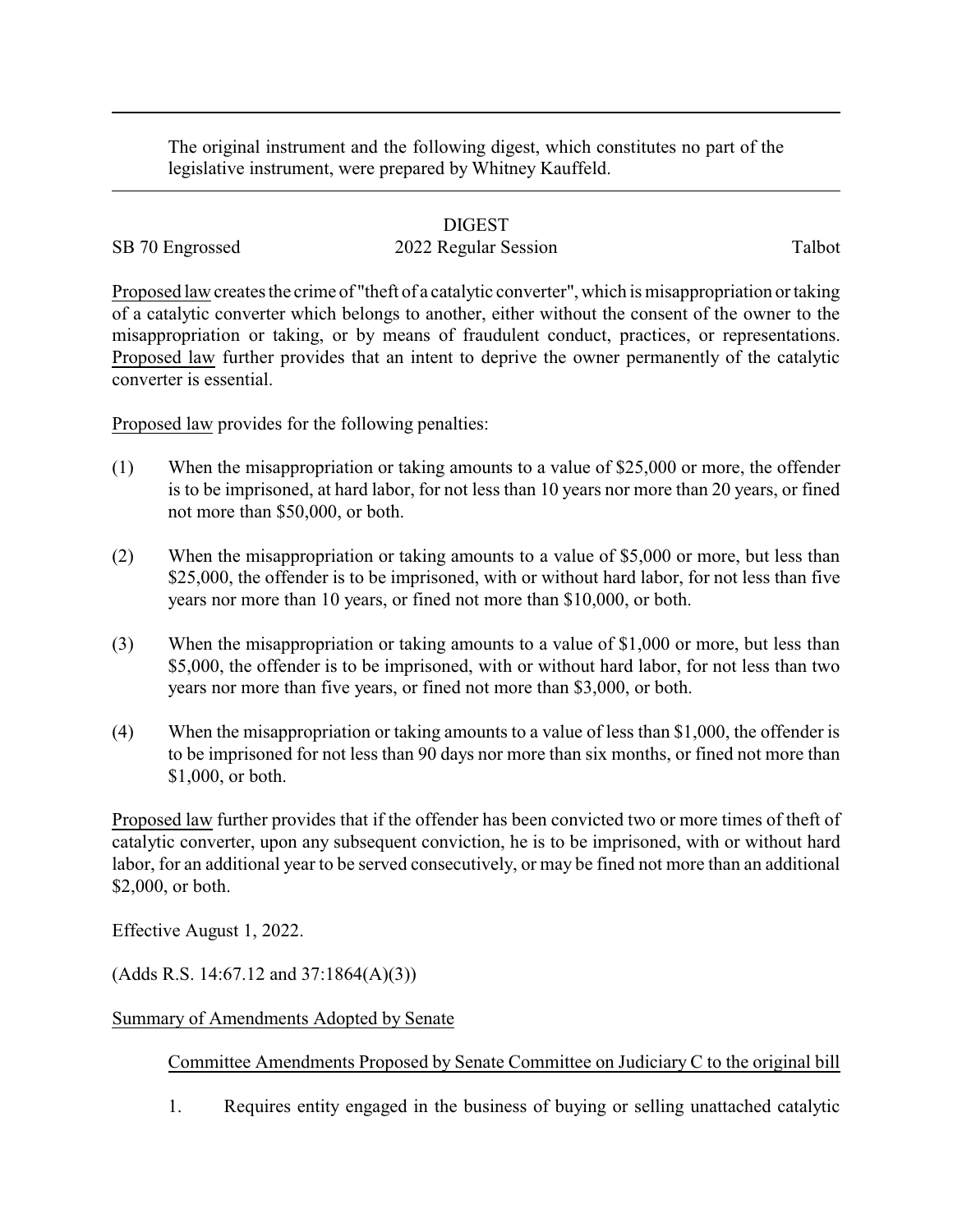The original instrument and the following digest, which constitutes no part of the legislative instrument, were prepared by Whitney Kauffeld.

# DIGEST

SB 70 Engrossed 2022 Regular Session Talbot

<u>Proposed law</u> creates the crime of "theft of a catalytic converter", which is misappropriation or taking of a catalytic converter which belongs to another, either without the consent of the owner to the misappropriation or taking, or by means of fraudulent conduct, practices, or representations. <u>Proposed law</u> further provides that an intent to deprive the owner permanently of the catalytic converter is essential.

<u>Proposed law</u> provides for the following penalties:

(1) When the misappropriation or taking amounts to a value of $25,000 or more, the offender is to be imprisoned, at hard labor, for not less than 10 years nor more than 20 years, or fined not more than $50,000, or both.

(2) When the misappropriation or taking amounts to a value of $5,000 or more, but less than $25,000, the offender is to be imprisoned, with or without hard labor, for not less than five years nor more than 10 years, or fined not more than $10,000, or both.

(3) When the misappropriation or taking amounts to a value of $1,000 or more, but less than $5,000, the offender is to be imprisoned, with or without hard labor, for not less than two years nor more than five years, or fined not more than $3,000, or both.

(4) When the misappropriation or taking amounts to a value of less than $1,000, the offender is to be imprisoned for not less than 90 days nor more than six months, or fined not more than $1,000, or both.

<u>Proposed law</u> further provides that if the offender has been convicted two or more times of theft of catalytic converter, upon any subsequent conviction, he is to be imprisoned, with or without hard labor, for an additional year to be served consecutively, or may be fined not more than an additional $2,000, or both.

Effective August 1, 2022.

(Adds R.S. 14:67.12 and 37:1864(A)(3))

<u>Summary of Amendments Adopted by Senate</u>

<u>Committee Amendments Proposed by Senate Committee on Judiciary C to the original bill</u>

1. Requires entity engaged in the business of buying or selling unattached catalytic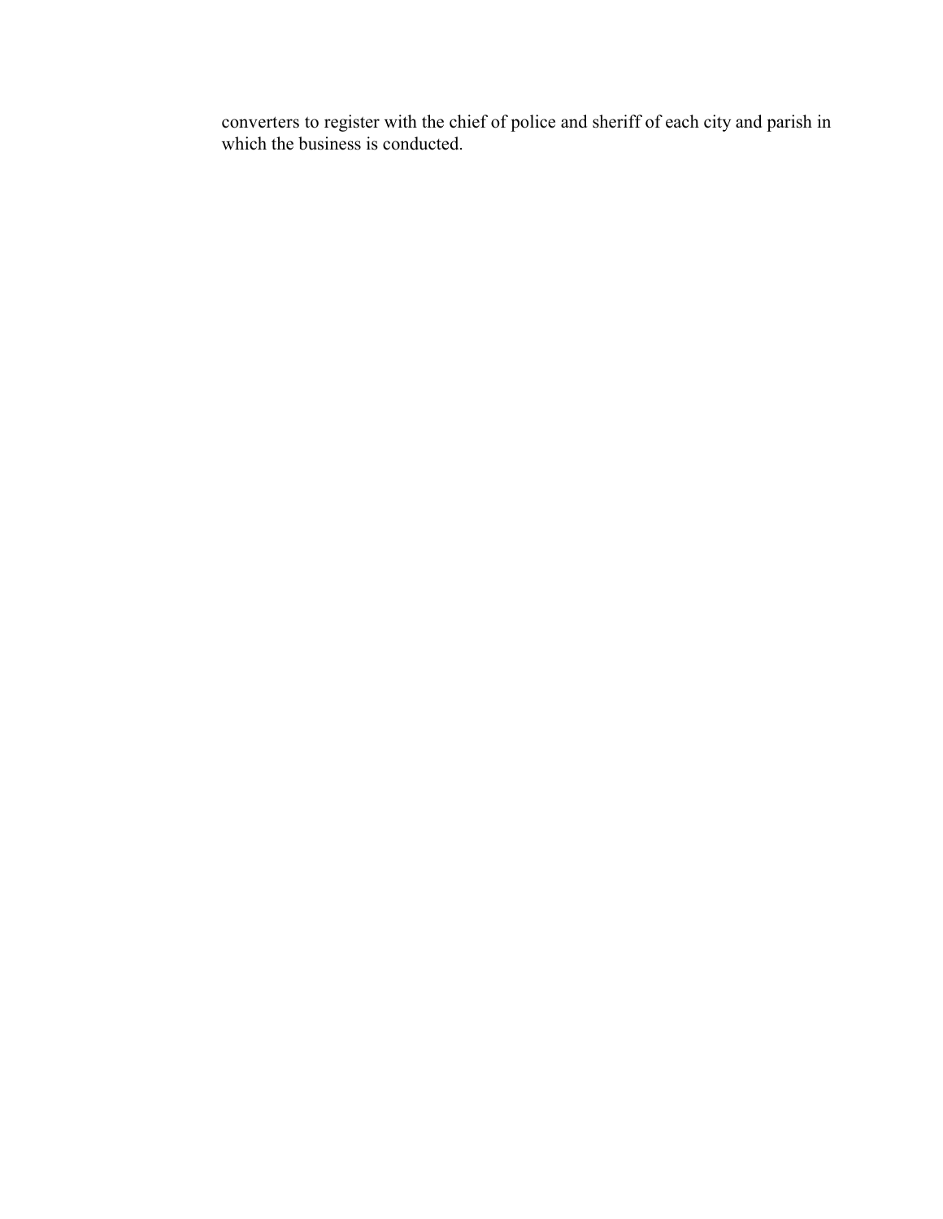converters to register with the chief of police and sheriff of each city and parish in which the business is conducted.